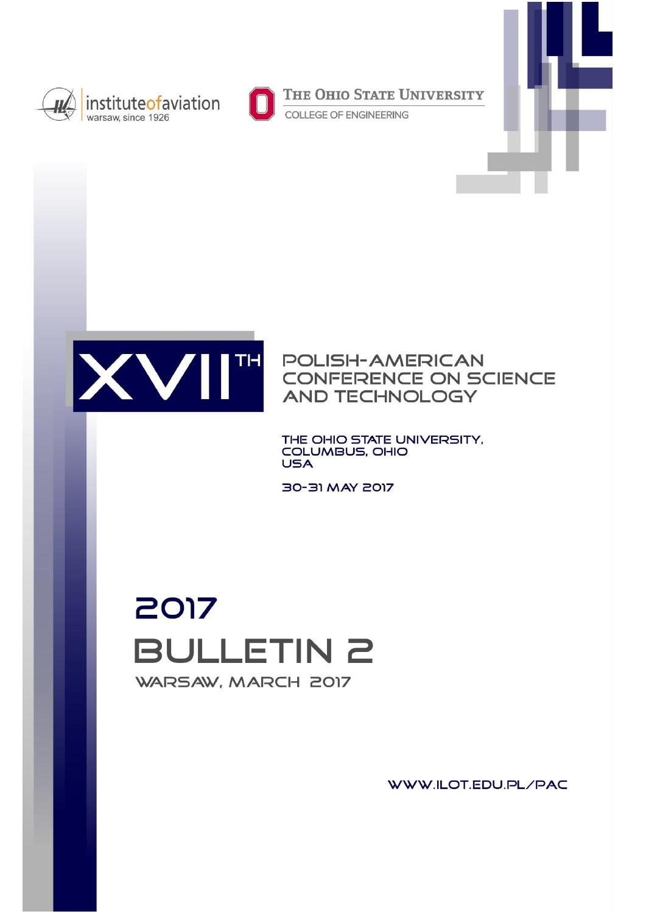institute of aviation
warsaw, since 1926

THE OHIO STATE UNIVERSITY
COLLEGE OF ENGINEERING

# XVII[TH] POLISH-AMERICAN CONFERENCE ON SCIENCE AND TECHNOLOGY

THE OHIO STATE UNIVERSITY,
COLUMBUS, OHIO
USA

30-31 MAY 2017

## 2017
## BULLETIN 2

WARSAW, MARCH 2017

WWW.ILOT.EDU.PL/PAC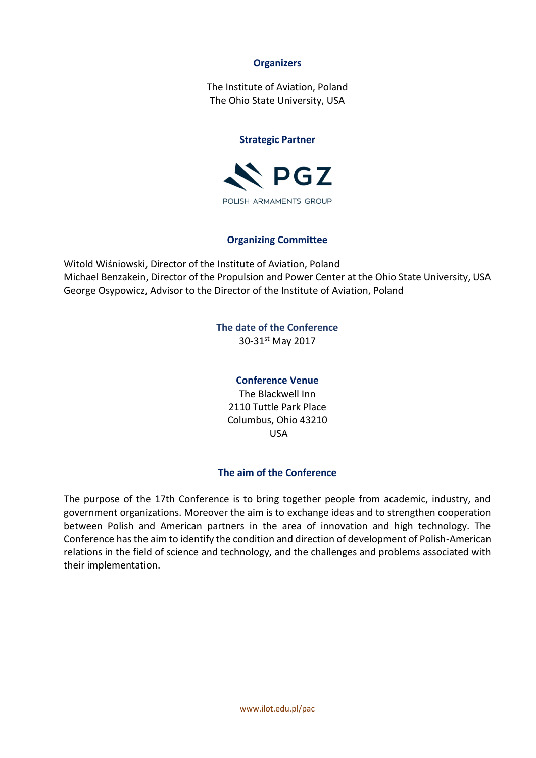## Organizers

The Institute of Aviation, Poland
The Ohio State University, USA

## Strategic Partner

PGZ

POLISH ARMAMENTS GROUP

## Organizing Committee

Witold Wiśniowski, Director of the Institute of Aviation, Poland
Michael Benzakein, Director of the Propulsion and Power Center at the Ohio State University, USA
George Osypowicz, Advisor to the Director of the Institute of Aviation, Poland

## The date of the Conference

30-31st May 2017

## Conference Venue

The Blackwell Inn
2110 Tuttle Park Place
Columbus, Ohio 43210
USA

## The aim of the Conference

The purpose of the 17th Conference is to bring together people from academic, industry, and government organizations. Moreover the aim is to exchange ideas and to strengthen cooperation between Polish and American partners in the area of innovation and high technology. The Conference has the aim to identify the condition and direction of development of Polish-American relations in the field of science and technology, and the challenges and problems associated with their implementation.

www.ilot.edu.pl/pac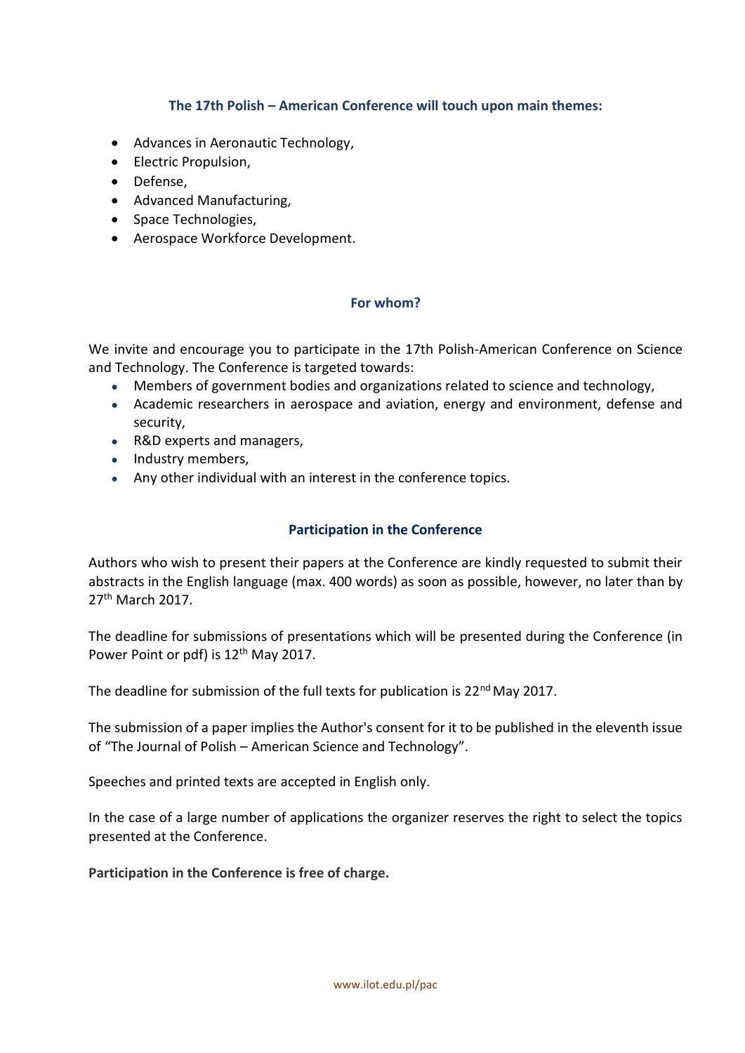### The 17th Polish – American Conference will touch upon main themes:

- Advances in Aeronautic Technology,
- Electric Propulsion,
- Defense,
- Advanced Manufacturing,
- Space Technologies,
- Aerospace Workforce Development.

### For whom?

We invite and encourage you to participate in the 17th Polish-American Conference on Science and Technology. The Conference is targeted towards:

- Members of government bodies and organizations related to science and technology,
- Academic researchers in aerospace and aviation, energy and environment, defense and security,
- R&D experts and managers,
- Industry members,
- Any other individual with an interest in the conference topics.

### Participation in the Conference

Authors who wish to present their papers at the Conference are kindly requested to submit their abstracts in the English language (max. 400 words) as soon as possible, however, no later than by 27th March 2017.

The deadline for submissions of presentations which will be presented during the Conference (in Power Point or pdf) is 12th May 2017.

The deadline for submission of the full texts for publication is 22nd May 2017.

The submission of a paper implies the Author's consent for it to be published in the eleventh issue of "The Journal of Polish – American Science and Technology".

Speeches and printed texts are accepted in English only.

In the case of a large number of applications the organizer reserves the right to select the topics presented at the Conference.

**Participation in the Conference is free of charge.**

www.ilot.edu.pl/pac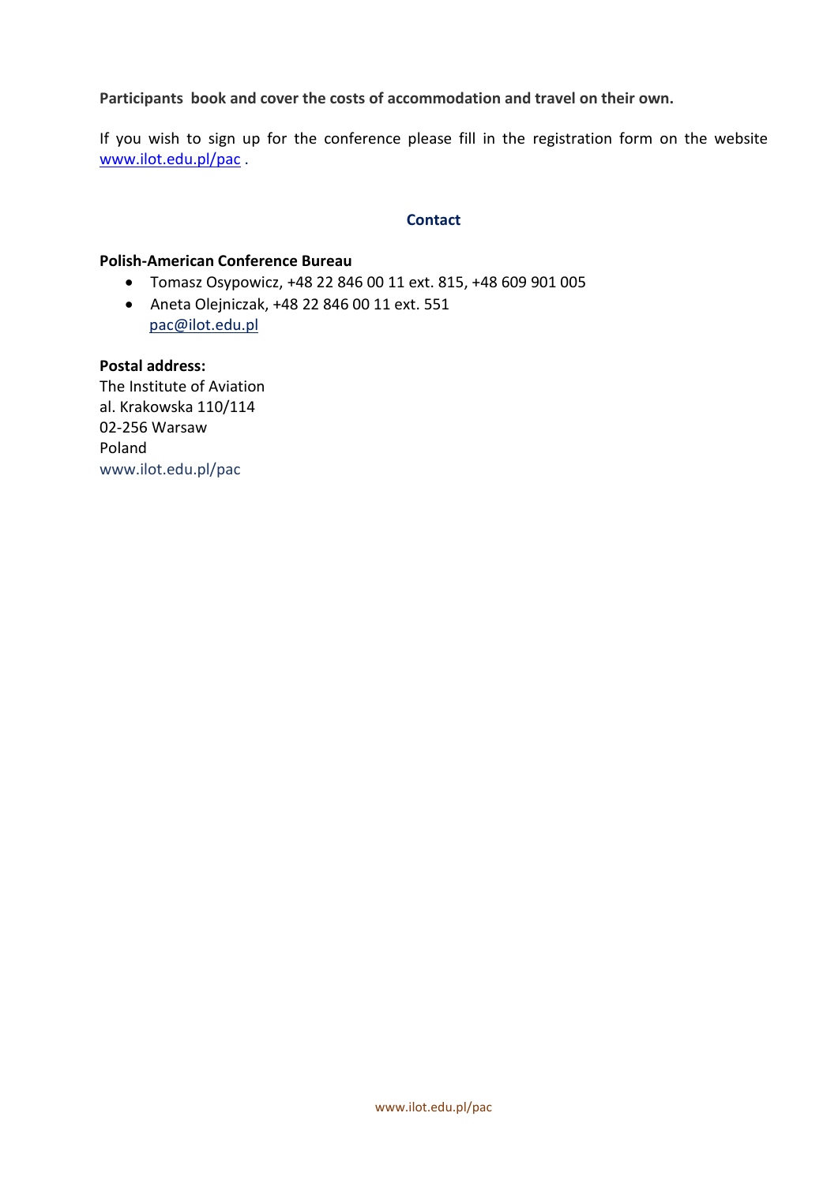**Participants book and cover the costs of accommodation and travel on their own.**

If you wish to sign up for the conference please fill in the registration form on the website www.ilot.edu.pl/pac .

## Contact

**Polish-American Conference Bureau**

- Tomasz Osypowicz, +48 22 846 00 11 ext. 815, +48 609 901 005
- Aneta Olejniczak, +48 22 846 00 11 ext. 551
  pac@ilot.edu.pl

**Postal address:**
The Institute of Aviation
al. Krakowska 110/114
02-256 Warsaw
Poland
www.ilot.edu.pl/pac